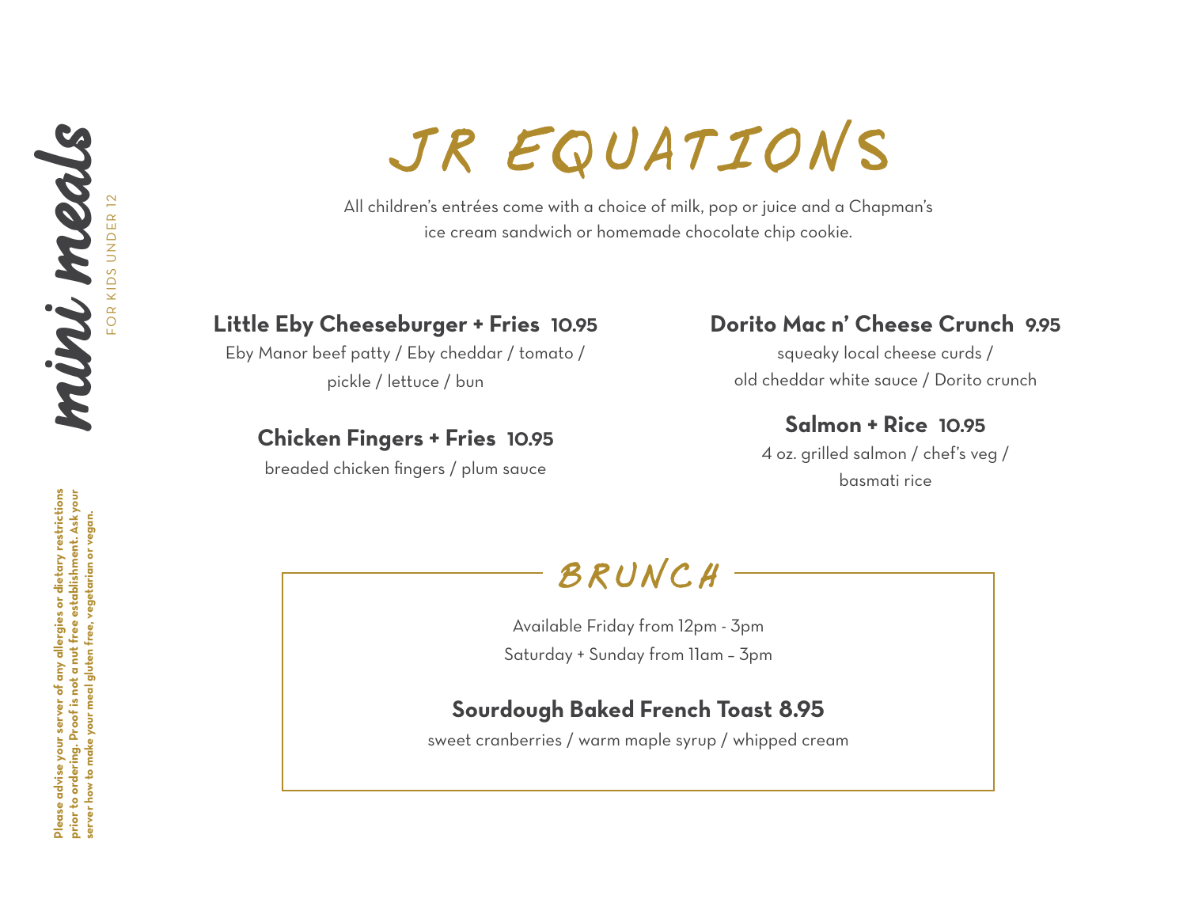# mini meals

FOR KIDS UNDER 12

**Please advise your server of any allergies or dietary restrictions prior to ordering. Proof is not a nut free establishment. Ask your server how to make your meal gluten free, vegetarian or vegan.**

## JR EQUATIONS

All children's entrées come with a choice of milk, pop or juice and a Chapman's ice cream sandwich or homemade chocolate chip cookie.

**Little Eby Cheeseburger + Fries 10.95**
Eby Manor beef patty / Eby cheddar / tomato / pickle / lettuce / bun

**Chicken Fingers + Fries 10.95**
breaded chicken fingers / plum sauce

**Dorito Mac n' Cheese Crunch 9.95**
squeaky local cheese curds / old cheddar white sauce / Dorito crunch

**Salmon + Rice 10.95**
4 oz. grilled salmon / chef's veg / basmati rice

## BRUNCH

Available Friday from 12pm - 3pm
Saturday + Sunday from 11am – 3pm

**Sourdough Baked French Toast 8.95**
sweet cranberries / warm maple syrup / whipped cream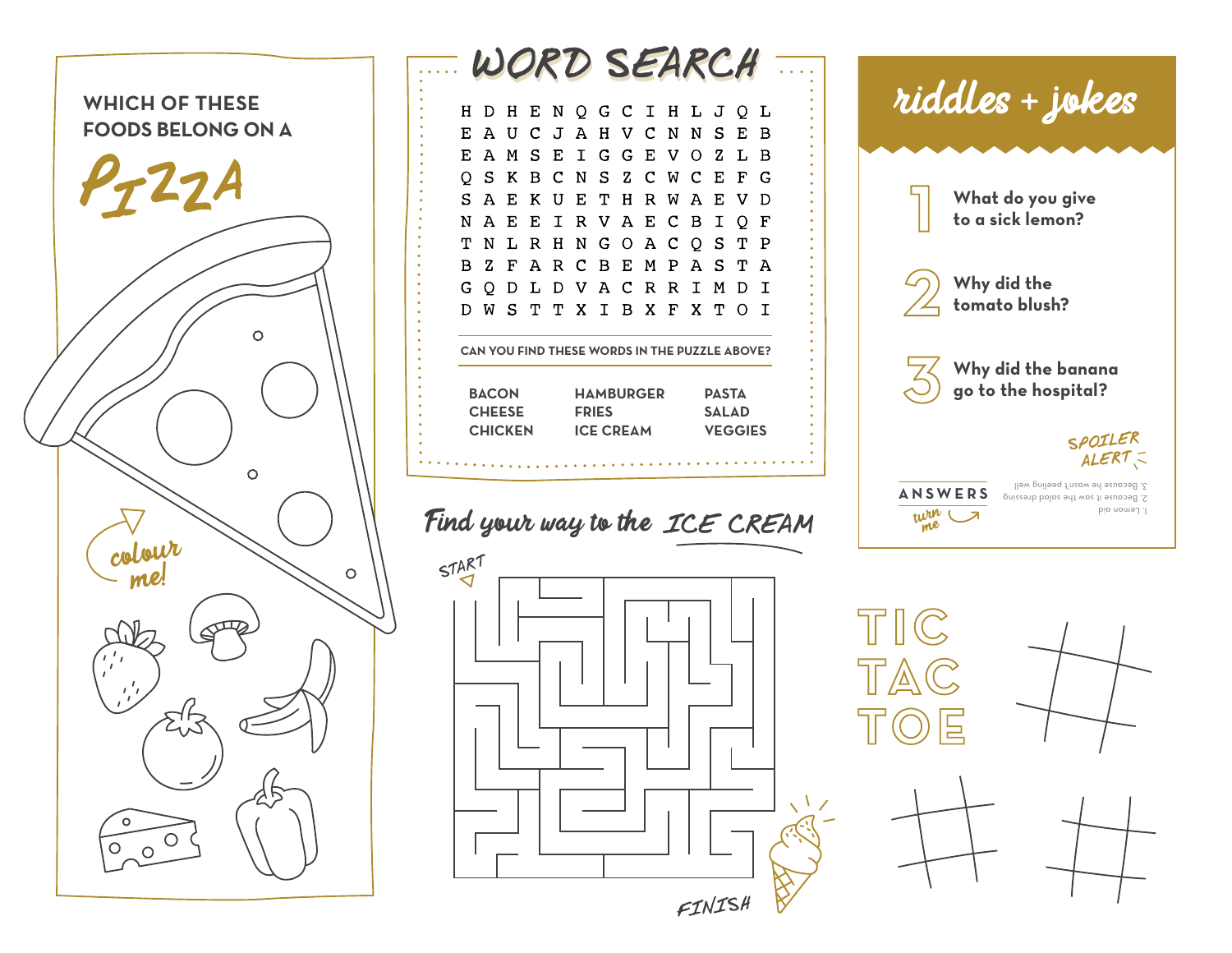**WHICH OF THESE FOODS BELONG ON A**

# PIZZA

colour me!

# WORD SEARCH

```
H D H E N Q G C I H L J Q L
E A U C J A H V C N N S E B
E A M S E I G G E V O Z L B
Q S K B C N S Z C W C E F G
S A E K U E T H R W A E V D
N A E E I R V A E C B I Q F
T N L R H N G O A C Q S T P
B Z F A R C B E M P A S T A
G Q D L D V A C R R I M D I
D W S T T X I B X F X T O I
```

**CAN YOU FIND THESE WORDS IN THE PUZZLE ABOVE?**

| | | |
|---|---|---|
| BACON | HAMBURGER | PASTA |
| CHEESE | FRIES | SALAD |
| CHICKEN | ICE CREAM | VEGGIES |

# riddles + jokes

1. What do you give to a sick lemon?
2. Why did the tomato blush?
3. Why did the banana go to the hospital?

SPOILER ALERT

**ANSWERS**

turn me

1. Lemon aid
2. Because it saw the salad dressing
3. Because he wasn't peeling well

## Find your way to the ICE CREAM

START

FINISH

# TIC TAC TOE